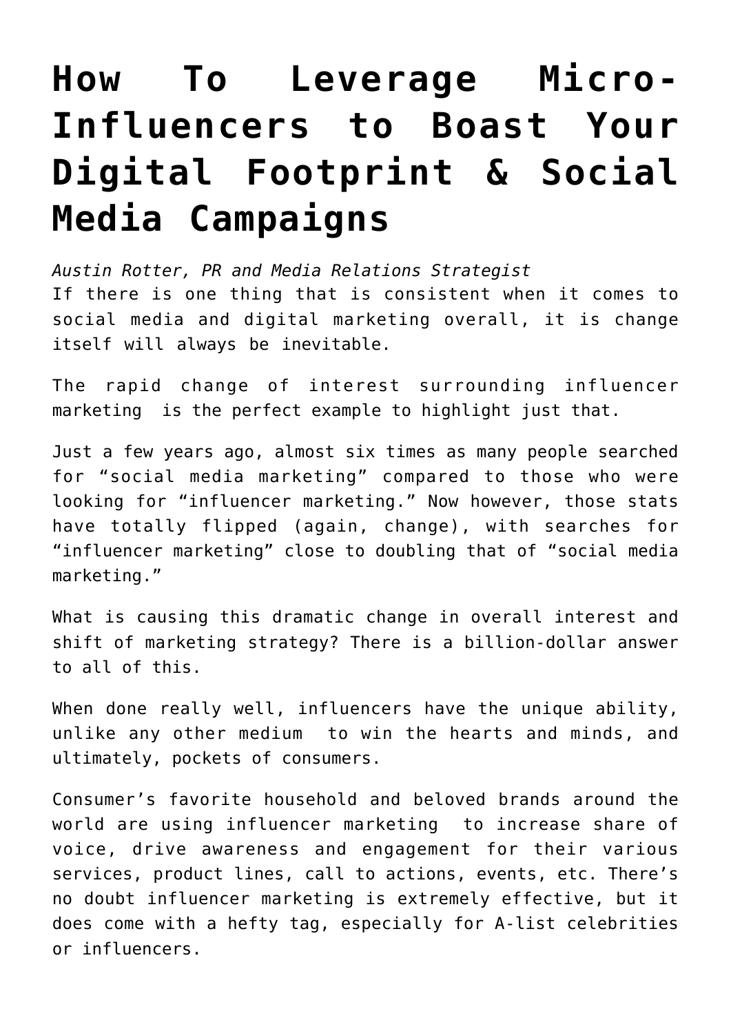# How To Leverage Micro-Influencers to Boast Your Digital Footprint & Social Media Campaigns

*Austin Rotter, PR and Media Relations Strategist*

If there is one thing that is consistent when it comes to social media and digital marketing overall, it is change itself will always be inevitable.

The rapid change of interest surrounding influencer marketing  is the perfect example to highlight just that.

Just a few years ago, almost six times as many people searched for "social media marketing" compared to those who were looking for "influencer marketing." Now however, those stats have totally flipped (again, change), with searches for "influencer marketing" close to doubling that of "social media marketing."

What is causing this dramatic change in overall interest and shift of marketing strategy? There is a billion-dollar answer to all of this.

When done really well, influencers have the unique ability, unlike any other medium  to win the hearts and minds, and ultimately, pockets of consumers.

Consumer's favorite household and beloved brands around the world are using influencer marketing  to increase share of voice, drive awareness and engagement for their various services, product lines, call to actions, events, etc. There's no doubt influencer marketing is extremely effective, but it does come with a hefty tag, especially for A-list celebrities or influencers.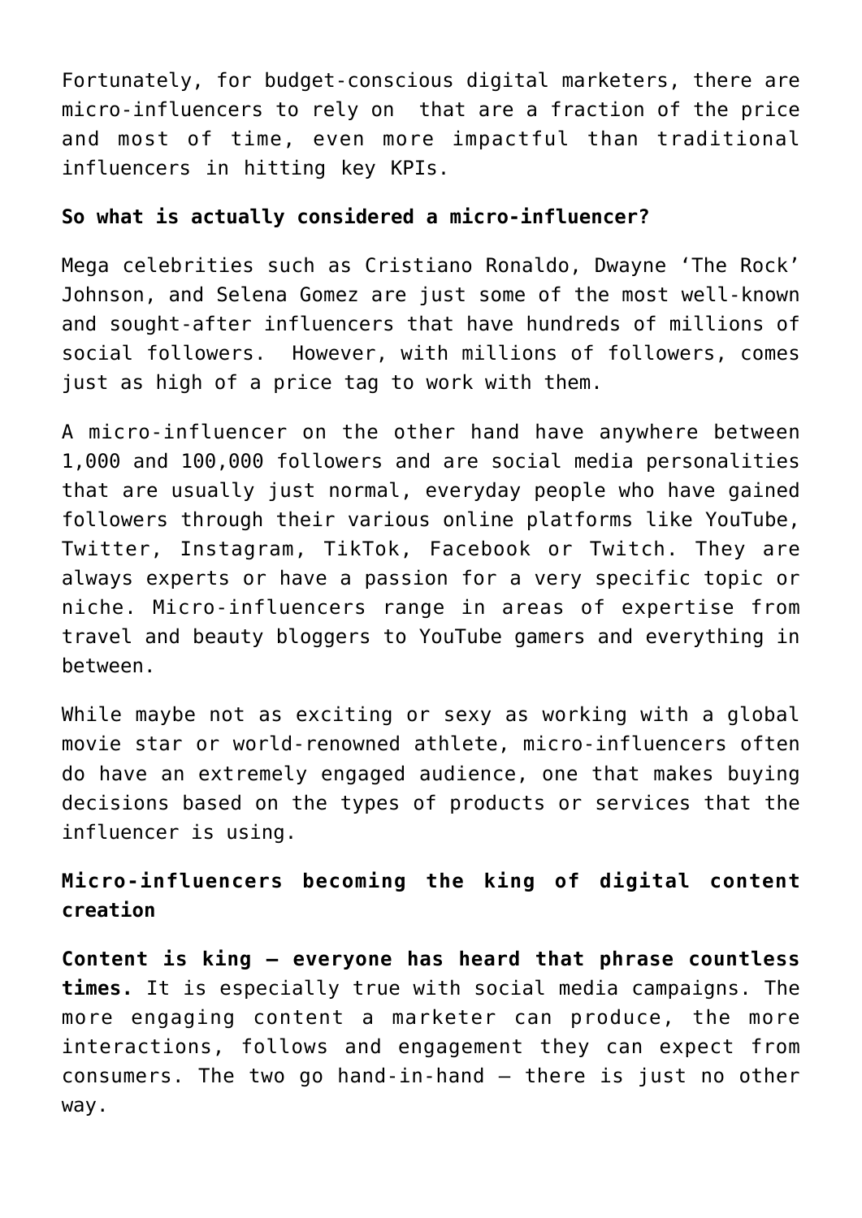Fortunately, for budget-conscious digital marketers, there are micro-influencers to rely on  that are a fraction of the price and most of time, even more impactful than traditional influencers in hitting key KPIs.

**So what is actually considered a micro-influencer?**

Mega celebrities such as Cristiano Ronaldo, Dwayne 'The Rock' Johnson, and Selena Gomez are just some of the most well-known and sought-after influencers that have hundreds of millions of social followers.  However, with millions of followers, comes just as high of a price tag to work with them.

A micro-influencer on the other hand have anywhere between 1,000 and 100,000 followers and are social media personalities that are usually just normal, everyday people who have gained followers through their various online platforms like YouTube, Twitter, Instagram, TikTok, Facebook or Twitch. They are always experts or have a passion for a very specific topic or niche. Micro-influencers range in areas of expertise from travel and beauty bloggers to YouTube gamers and everything in between.

While maybe not as exciting or sexy as working with a global movie star or world-renowned athlete, micro-influencers often do have an extremely engaged audience, one that makes buying decisions based on the types of products or services that the influencer is using.

**Micro-influencers becoming the king of digital content creation**

**Content is king – everyone has heard that phrase countless times.** It is especially true with social media campaigns. The more engaging content a marketer can produce, the more interactions, follows and engagement they can expect from consumers. The two go hand-in-hand – there is just no other way.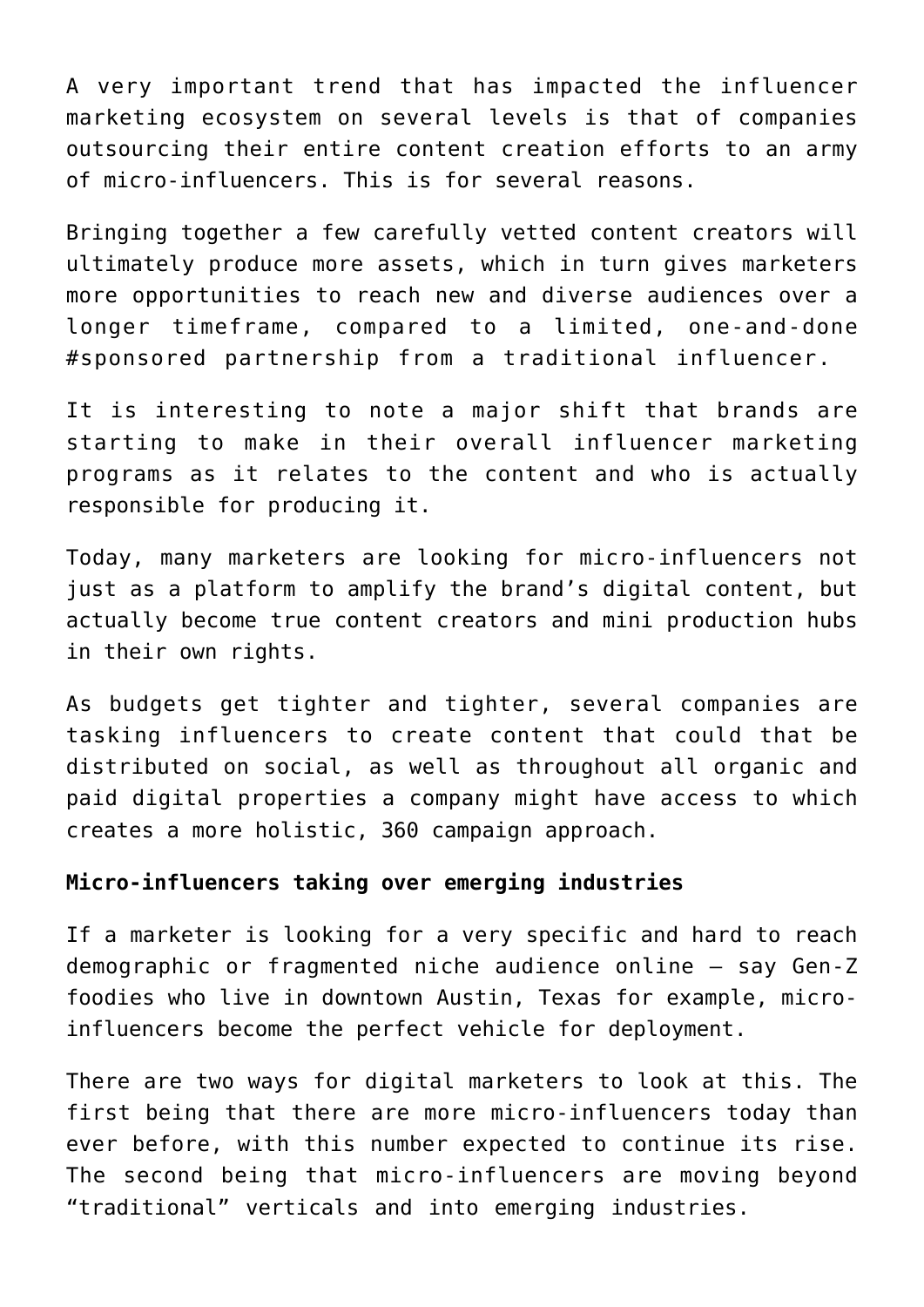A very important trend that has impacted the influencer marketing ecosystem on several levels is that of companies outsourcing their entire content creation efforts to an army of micro-influencers. This is for several reasons.

Bringing together a few carefully vetted content creators will ultimately produce more assets, which in turn gives marketers more opportunities to reach new and diverse audiences over a longer timeframe, compared to a limited, one-and-done #sponsored partnership from a traditional influencer.

It is interesting to note a major shift that brands are starting to make in their overall influencer marketing programs as it relates to the content and who is actually responsible for producing it.

Today, many marketers are looking for micro-influencers not just as a platform to amplify the brand's digital content, but actually become true content creators and mini production hubs in their own rights.

As budgets get tighter and tighter, several companies are tasking influencers to create content that could that be distributed on social, as well as throughout all organic and paid digital properties a company might have access to which creates a more holistic, 360 campaign approach.

**Micro-influencers taking over emerging industries**

If a marketer is looking for a very specific and hard to reach demographic or fragmented niche audience online – say Gen-Z foodies who live in downtown Austin, Texas for example, micro-influencers become the perfect vehicle for deployment.

There are two ways for digital marketers to look at this. The first being that there are more micro-influencers today than ever before, with this number expected to continue its rise. The second being that micro-influencers are moving beyond "traditional" verticals and into emerging industries.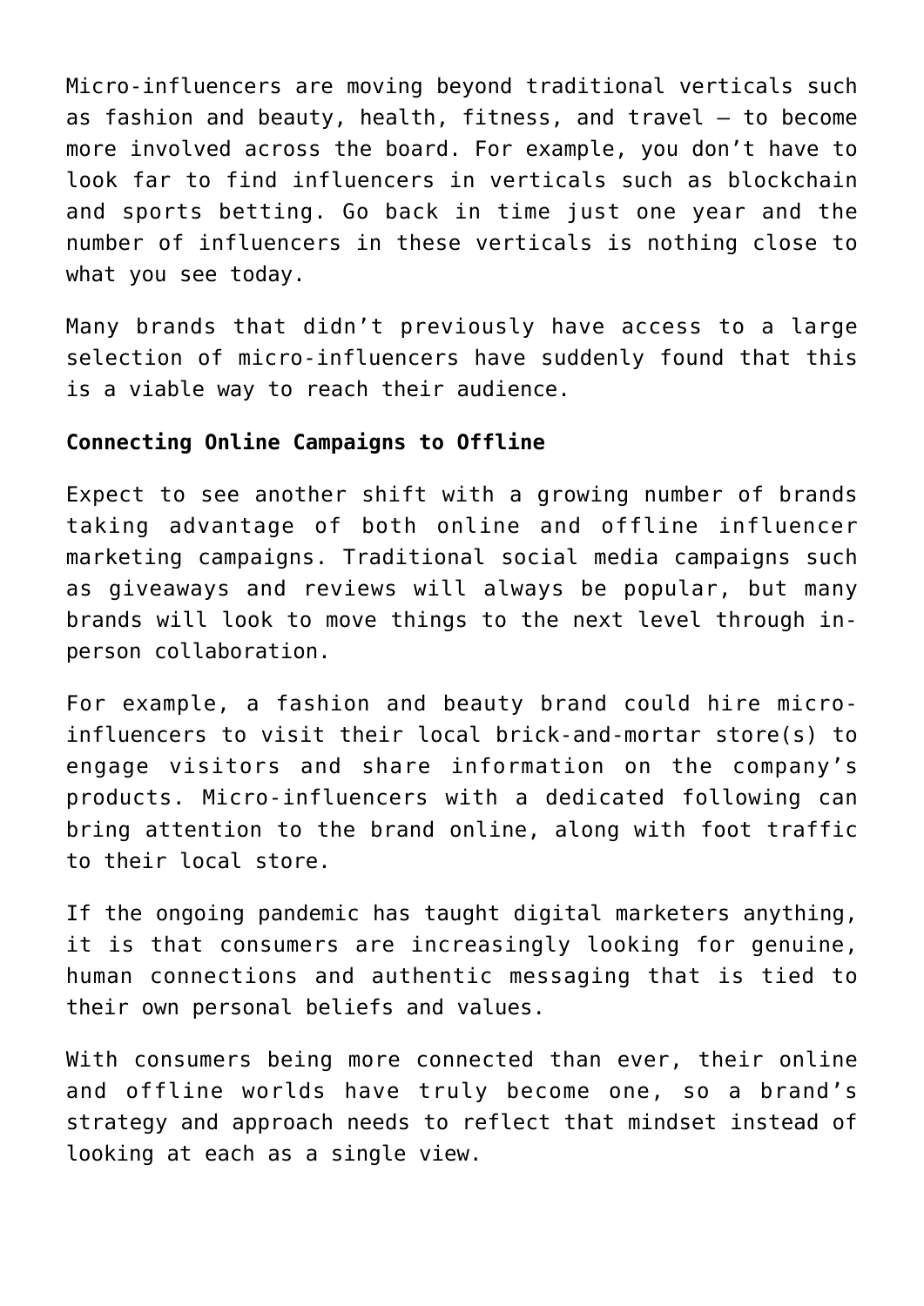Micro-influencers are moving beyond traditional verticals such as fashion and beauty, health, fitness, and travel – to become more involved across the board. For example, you don't have to look far to find influencers in verticals such as blockchain and sports betting. Go back in time just one year and the number of influencers in these verticals is nothing close to what you see today.

Many brands that didn't previously have access to a large selection of micro-influencers have suddenly found that this is a viable way to reach their audience.

**Connecting Online Campaigns to Offline**

Expect to see another shift with a growing number of brands taking advantage of both online and offline influencer marketing campaigns. Traditional social media campaigns such as giveaways and reviews will always be popular, but many brands will look to move things to the next level through in-person collaboration.

For example, a fashion and beauty brand could hire micro-influencers to visit their local brick-and-mortar store(s) to engage visitors and share information on the company's products. Micro-influencers with a dedicated following can bring attention to the brand online, along with foot traffic to their local store.

If the ongoing pandemic has taught digital marketers anything, it is that consumers are increasingly looking for genuine, human connections and authentic messaging that is tied to their own personal beliefs and values.

With consumers being more connected than ever, their online and offline worlds have truly become one, so a brand's strategy and approach needs to reflect that mindset instead of looking at each as a single view.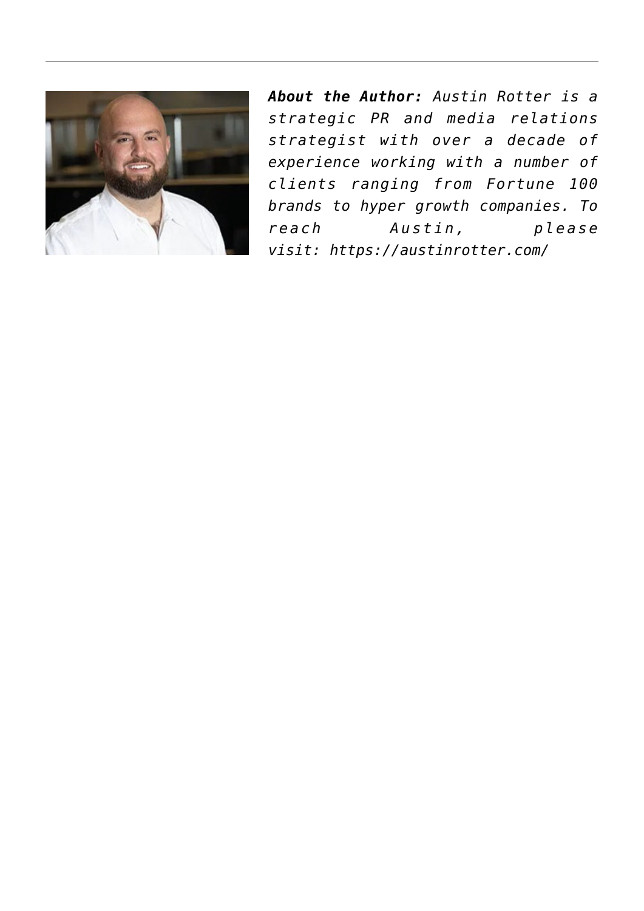***About the Author:*** *Austin Rotter is a strategic PR and media relations strategist with over a decade of experience working with a number of clients ranging from Fortune 100 brands to hyper growth companies. To reach Austin, please visit: https://austinrotter.com/*